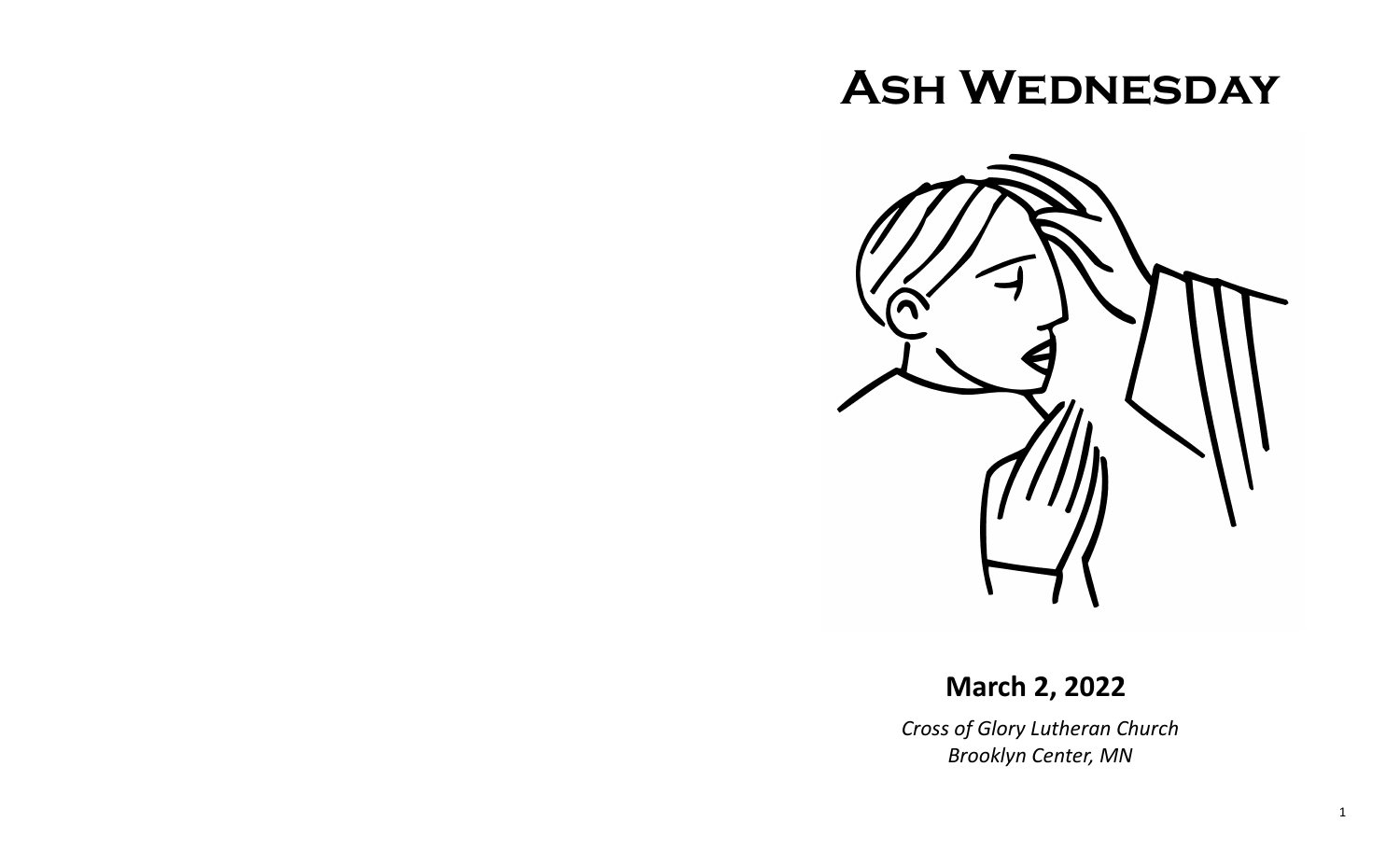# Ash Wednesday

**March 2, 2022**

*Cross of Glory Lutheran Church*
*Brooklyn Center, MN*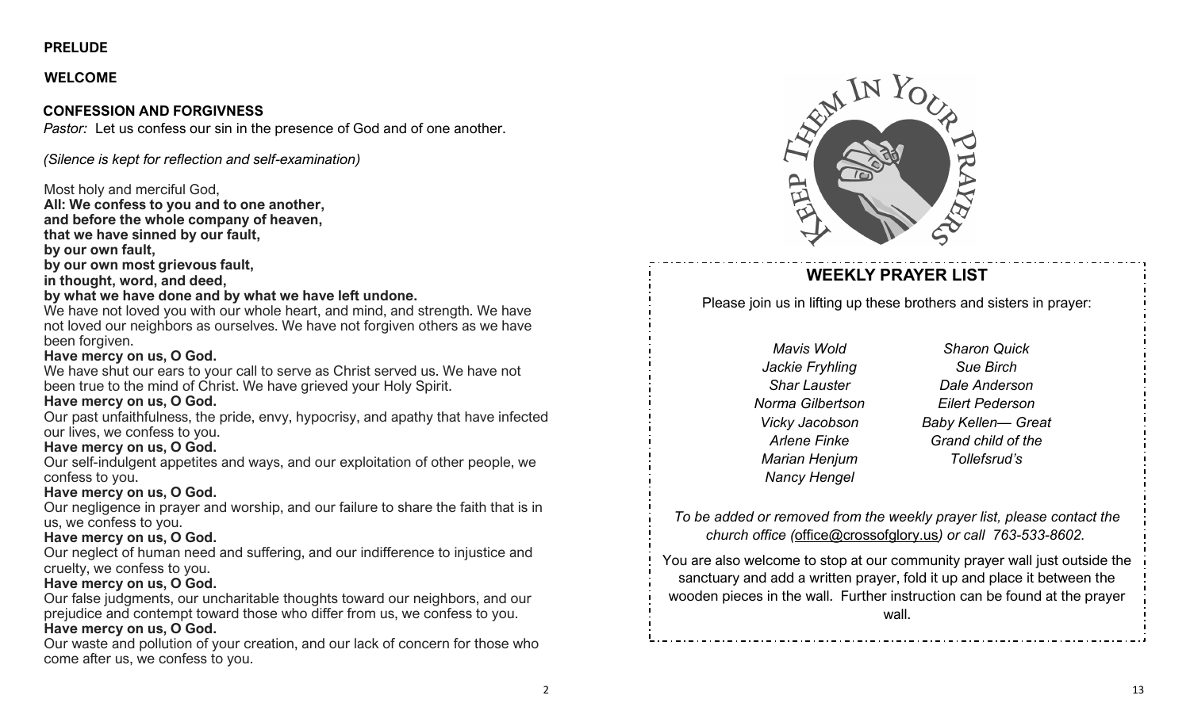**PRELUDE**

**WELCOME**

**CONFESSION AND FORGIVNESS**

*Pastor:* Let us confess our sin in the presence of God and of one another.

*(Silence is kept for reflection and self-examination)*

Most holy and merciful God,
**All: We confess to you and to one another,**
**and before the whole company of heaven,**
**that we have sinned by our fault,**
**by our own fault,**
**by our own most grievous fault,**
**in thought, word, and deed,**
**by what we have done and by what we have left undone.**

We have not loved you with our whole heart, and mind, and strength. We have not loved our neighbors as ourselves. We have not forgiven others as we have been forgiven.

**Have mercy on us, O God.**

We have shut our ears to your call to serve as Christ served us. We have not been true to the mind of Christ. We have grieved your Holy Spirit.

**Have mercy on us, O God.**

Our past unfaithfulness, the pride, envy, hypocrisy, and apathy that have infected our lives, we confess to you.

**Have mercy on us, O God.**

Our self-indulgent appetites and ways, and our exploitation of other people, we confess to you.

**Have mercy on us, O God.**

Our negligence in prayer and worship, and our failure to share the faith that is in us, we confess to you.

**Have mercy on us, O God.**

Our neglect of human need and suffering, and our indifference to injustice and cruelty, we confess to you.

**Have mercy on us, O God.**

Our false judgments, our uncharitable thoughts toward our neighbors, and our prejudice and contempt toward those who differ from us, we confess to you.

**Have mercy on us, O God.**

Our waste and pollution of your creation, and our lack of concern for those who come after us, we confess to you.

KEEP THEM IN YOUR PRAYERS

## WEEKLY PRAYER LIST

Please join us in lifting up these brothers and sisters in prayer:

*Mavis Wold*
*Jackie Fryhling*
*Shar Lauster*
*Norma Gilbertson*
*Vicky Jacobson*
*Arlene Finke*
*Marian Henjum*
*Nancy Hengel*
*Sharon Quick*
*Sue Birch*
*Dale Anderson*
*Eilert Pederson*
*Baby Kellen— Great Grand child of the Tollefsrud's*

*To be added or removed from the weekly prayer list, please contact the church office (office@crossofglory.us) or call 763-533-8602.*

You are also welcome to stop at our community prayer wall just outside the sanctuary and add a written prayer, fold it up and place it between the wooden pieces in the wall. Further instruction can be found at the prayer wall.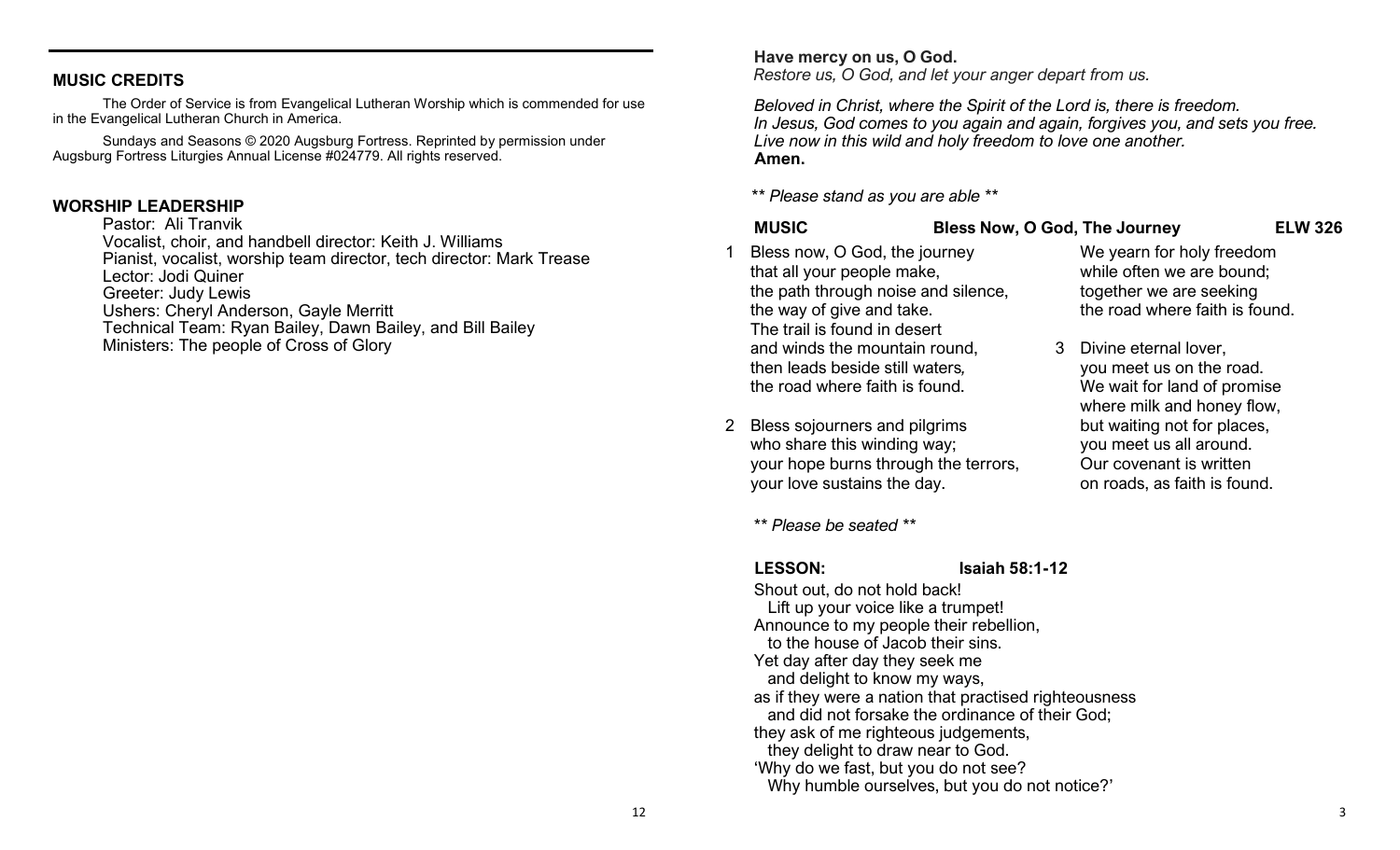## MUSIC CREDITS

The Order of Service is from Evangelical Lutheran Worship which is commended for use in the Evangelical Lutheran Church in America.

Sundays and Seasons © 2020 Augsburg Fortress. Reprinted by permission under Augsburg Fortress Liturgies Annual License #024779. All rights reserved.

## WORSHIP LEADERSHIP

Pastor: Ali Tranvik
Vocalist, choir, and handbell director: Keith J. Williams
Pianist, vocalist, worship team director, tech director: Mark Trease
Lector: Jodi Quiner
Greeter: Judy Lewis
Ushers: Cheryl Anderson, Gayle Merritt
Technical Team: Ryan Bailey, Dawn Bailey, and Bill Bailey
Ministers: The people of Cross of Glory

**Have mercy on us, O God.**
*Restore us, O God, and let your anger depart from us.*

*Beloved in Christ, where the Spirit of the Lord is, there is freedom.*
*In Jesus, God comes to you again and again, forgives you, and sets you free.*
*Live now in this wild and holy freedom to love one another.*
**Amen.**

*\*\* Please stand as you are able \*\**

**MUSIC** **Bless Now, O God, The Journey** **ELW 326**

1 Bless now, O God, the journey
that all your people make,
the path through noise and silence,
the way of give and take.
The trail is found in desert
and winds the mountain round,
then leads beside still waters,
the road where faith is found.

2 Bless sojourners and pilgrims
who share this winding way;
your hope burns through the terrors,
your love sustains the day.
We yearn for holy freedom
while often we are bound;
together we are seeking
the road where faith is found.

3 Divine eternal lover,
you meet us on the road.
We wait for land of promise
where milk and honey flow,
but waiting not for places,
you meet us all around.
Our covenant is written
on roads, as faith is found.

*\*\* Please be seated \*\**

**LESSON:** **Isaiah 58:1-12**

Shout out, do not hold back!
  Lift up your voice like a trumpet!
Announce to my people their rebellion,
  to the house of Jacob their sins.
Yet day after day they seek me
  and delight to know my ways,
as if they were a nation that practised righteousness
  and did not forsake the ordinance of their God;
they ask of me righteous judgements,
  they delight to draw near to God.
'Why do we fast, but you do not see?
  Why humble ourselves, but you do not notice?'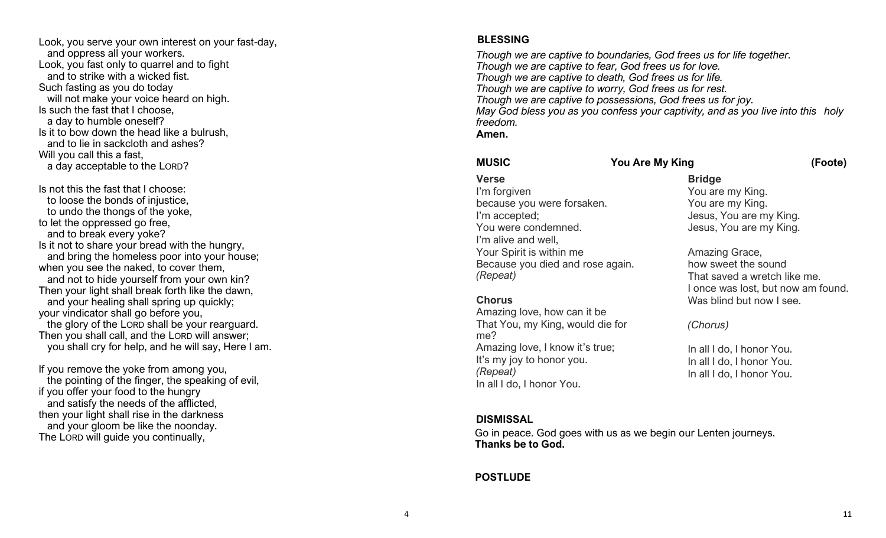Look, you serve your own interest on your fast-day,
  and oppress all your workers.
Look, you fast only to quarrel and to fight
  and to strike with a wicked fist.
Such fasting as you do today
  will not make your voice heard on high.
Is such the fast that I choose,
  a day to humble oneself?
Is it to bow down the head like a bulrush,
  and to lie in sackcloth and ashes?
Will you call this a fast,
  a day acceptable to the LORD?

Is not this the fast that I choose:
  to loose the bonds of injustice,
  to undo the thongs of the yoke,
to let the oppressed go free,
  and to break every yoke?
Is it not to share your bread with the hungry,
  and bring the homeless poor into your house;
when you see the naked, to cover them,
  and not to hide yourself from your own kin?
Then your light shall break forth like the dawn,
  and your healing shall spring up quickly;
your vindicator shall go before you,
  the glory of the LORD shall be your rearguard.
Then you shall call, and the LORD will answer;
  you shall cry for help, and he will say, Here I am.

If you remove the yoke from among you,
  the pointing of the finger, the speaking of evil,
if you offer your food to the hungry
  and satisfy the needs of the afflicted,
then your light shall rise in the darkness
  and your gloom be like the noonday.
The LORD will guide you continually,

**BLESSING**

*Though we are captive to boundaries, God frees us for life together.*
*Though we are captive to fear, God frees us for love.*
*Though we are captive to death, God frees us for life.*
*Though we are captive to worry, God frees us for rest.*
*Though we are captive to possessions, God frees us for joy.*
*May God bless you as you confess your captivity, and as you live into this holy freedom.*
**Amen.**

**MUSIC** **You Are My King** **(Foote)**

**Verse**
I'm forgiven
because you were forsaken.
I'm accepted;
You were condemned.
I'm alive and well,
Your Spirit is within me
Because you died and rose again.
*(Repeat)*

**Chorus**
Amazing love, how can it be
That You, my King, would die for me?
Amazing love, I know it's true;
It's my joy to honor you.
*(Repeat)*
In all I do, I honor You.

**Bridge**
You are my King.
You are my King.
Jesus, You are my King.
Jesus, You are my King.

Amazing Grace,
how sweet the sound
That saved a wretch like me.
I once was lost, but now am found.
Was blind but now I see.

*(Chorus)*

In all I do, I honor You.
In all I do, I honor You.
In all I do, I honor You.

**DISMISSAL**

Go in peace. God goes with us as we begin our Lenten journeys.
**Thanks be to God.**

**POSTLUDE**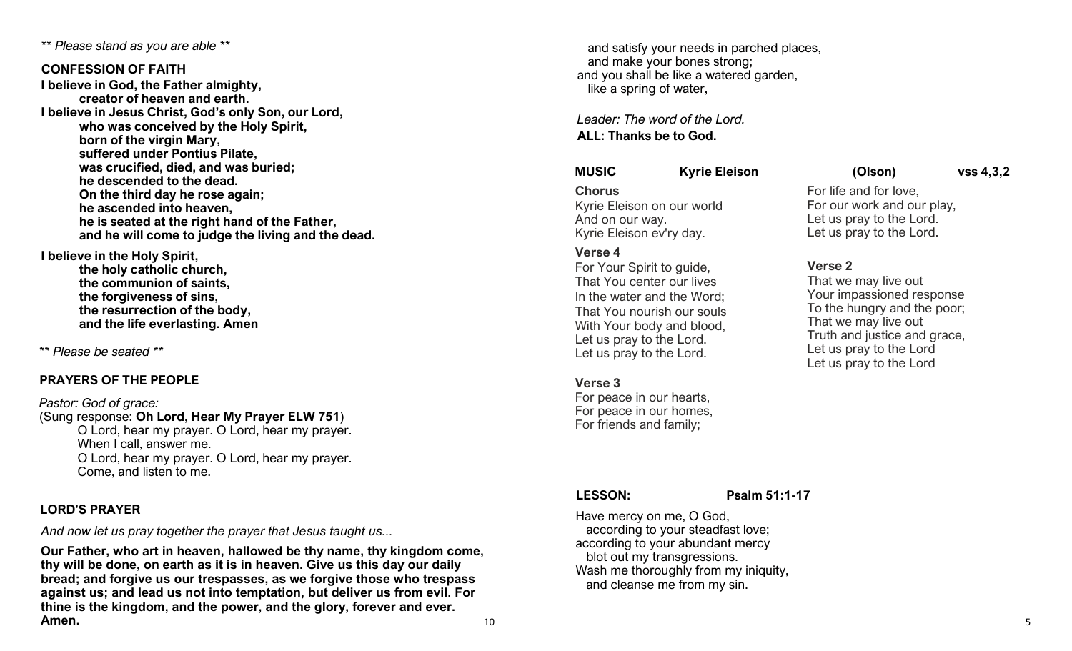*\*\* Please stand as you are able \*\**

## CONFESSION OF FAITH

**I believe in God, the Father almighty,**
**creator of heaven and earth.**
**I believe in Jesus Christ, God's only Son, our Lord,**
**who was conceived by the Holy Spirit,**
**born of the virgin Mary,**
**suffered under Pontius Pilate,**
**was crucified, died, and was buried;**
**he descended to the dead.**
**On the third day he rose again;**
**he ascended into heaven,**
**he is seated at the right hand of the Father,**
**and he will come to judge the living and the dead.**

**I believe in the Holy Spirit,**
**the holy catholic church,**
**the communion of saints,**
**the forgiveness of sins,**
**the resurrection of the body,**
**and the life everlasting. Amen**

*\*\* Please be seated \*\**

## PRAYERS OF THE PEOPLE

*Pastor: God of grace:*
(Sung response: **Oh Lord, Hear My Prayer ELW 751**)
O Lord, hear my prayer. O Lord, hear my prayer.
When I call, answer me.
O Lord, hear my prayer. O Lord, hear my prayer.
Come, and listen to me.

## LORD'S PRAYER

*And now let us pray together the prayer that Jesus taught us...*

**Our Father, who art in heaven, hallowed be thy name, thy kingdom come, thy will be done, on earth as it is in heaven. Give us this day our daily bread; and forgive us our trespasses, as we forgive those who trespass against us; and lead us not into temptation, but deliver us from evil. For thine is the kingdom, and the power, and the glory, forever and ever. Amen.**

and satisfy your needs in parched places,
and make your bones strong;
and you shall be like a watered garden,
like a spring of water,

*Leader: The word of the Lord.*
**ALL: Thanks be to God.**

## MUSIC — Kyrie Eleison (Olson) vss 4,3,2

**Chorus**
Kyrie Eleison on our world
And on our way.
Kyrie Eleison ev'ry day.

**Verse 4**
For Your Spirit to guide,
That You center our lives
In the water and the Word;
That You nourish our souls
With Your body and blood,
Let us pray to the Lord.
Let us pray to the Lord.

**Verse 3**
For peace in our hearts,
For peace in our homes,
For friends and family;
For life and for love,
For our work and our play,
Let us pray to the Lord.
Let us pray to the Lord.

**Verse 2**
That we may live out
Your impassioned response
To the hungry and the poor;
That we may live out
Truth and justice and grace,
Let us pray to the Lord
Let us pray to the Lord

## LESSON: Psalm 51:1-17

Have mercy on me, O God,
according to your steadfast love;
according to your abundant mercy
blot out my transgressions.
Wash me thoroughly from my iniquity,
and cleanse me from my sin.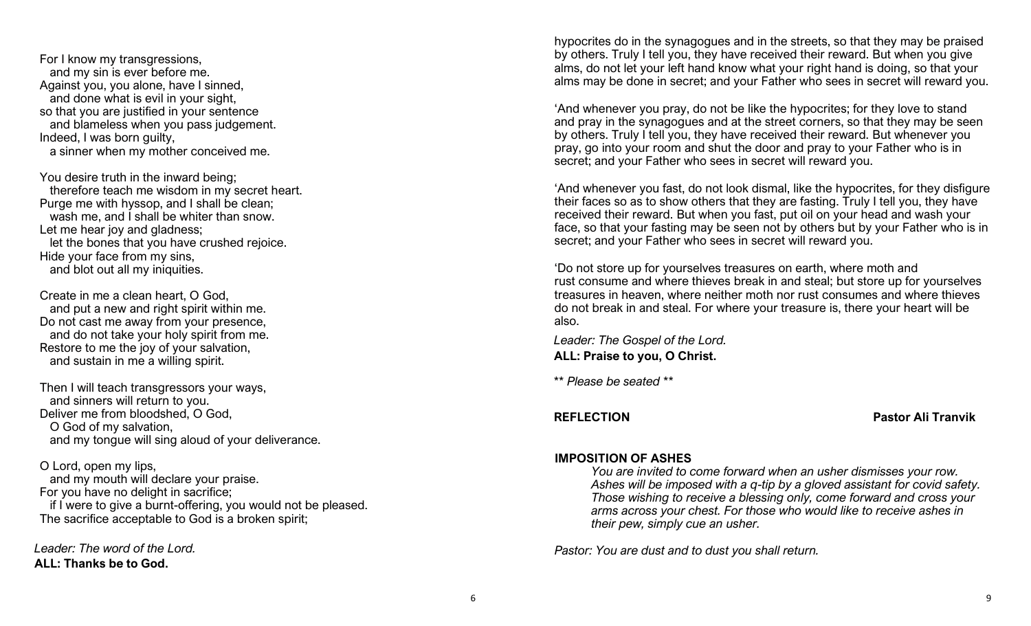For I know my transgressions,
  and my sin is ever before me.
Against you, you alone, have I sinned,
  and done what is evil in your sight,
so that you are justified in your sentence
  and blameless when you pass judgement.
Indeed, I was born guilty,
  a sinner when my mother conceived me.

You desire truth in the inward being;
  therefore teach me wisdom in my secret heart.
Purge me with hyssop, and I shall be clean;
  wash me, and I shall be whiter than snow.
Let me hear joy and gladness;
  let the bones that you have crushed rejoice.
Hide your face from my sins,
  and blot out all my iniquities.

Create in me a clean heart, O God,
  and put a new and right spirit within me.
Do not cast me away from your presence,
  and do not take your holy spirit from me.
Restore to me the joy of your salvation,
  and sustain in me a willing spirit.

Then I will teach transgressors your ways,
  and sinners will return to you.
Deliver me from bloodshed, O God,
  O God of my salvation,
  and my tongue will sing aloud of your deliverance.

O Lord, open my lips,
  and my mouth will declare your praise.
For you have no delight in sacrifice;
  if I were to give a burnt-offering, you would not be pleased.
The sacrifice acceptable to God is a broken spirit;

*Leader: The word of the Lord.*
**ALL: Thanks be to God.**

hypocrites do in the synagogues and in the streets, so that they may be praised by others. Truly I tell you, they have received their reward. But when you give alms, do not let your left hand know what your right hand is doing, so that your alms may be done in secret; and your Father who sees in secret will reward you.

'And whenever you pray, do not be like the hypocrites; for they love to stand and pray in the synagogues and at the street corners, so that they may be seen by others. Truly I tell you, they have received their reward. But whenever you pray, go into your room and shut the door and pray to your Father who is in secret; and your Father who sees in secret will reward you.

'And whenever you fast, do not look dismal, like the hypocrites, for they disfigure their faces so as to show others that they are fasting. Truly I tell you, they have received their reward. But when you fast, put oil on your head and wash your face, so that your fasting may be seen not by others but by your Father who is in secret; and your Father who sees in secret will reward you.

'Do not store up for yourselves treasures on earth, where moth and rust consume and where thieves break in and steal; but store up for yourselves treasures in heaven, where neither moth nor rust consumes and where thieves do not break in and steal. For where your treasure is, there your heart will be also.

*Leader: The Gospel of the Lord.*
**ALL: Praise to you, O Christ.**

*\*\* Please be seated \*\**

**REFLECTION** **Pastor Ali Tranvik**

**IMPOSITION OF ASHES**

*You are invited to come forward when an usher dismisses your row. Ashes will be imposed with a q-tip by a gloved assistant for covid safety. Those wishing to receive a blessing only, come forward and cross your arms across your chest. For those who would like to receive ashes in their pew, simply cue an usher.*

*Pastor: You are dust and to dust you shall return.*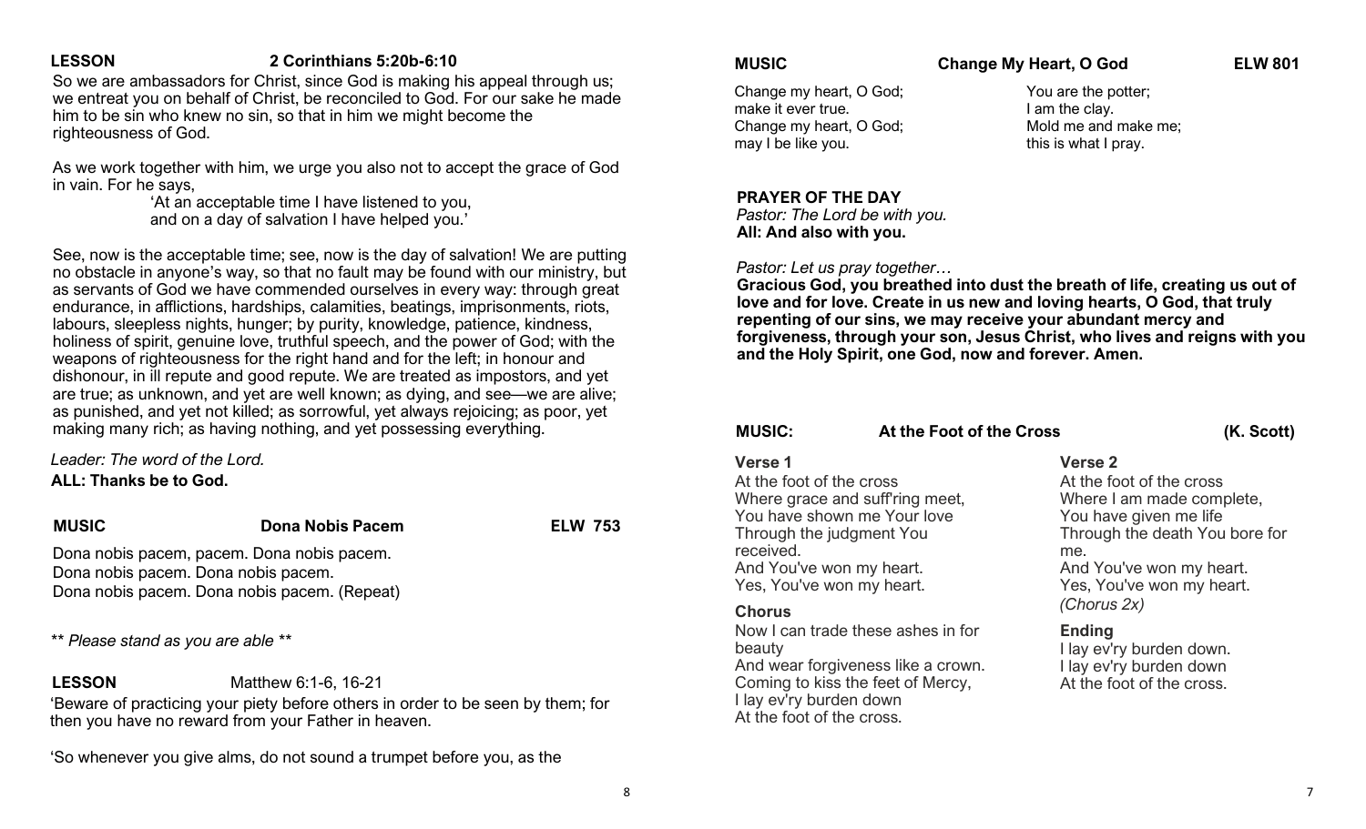**LESSON** **2 Corinthians 5:20b-6:10**

So we are ambassadors for Christ, since God is making his appeal through us; we entreat you on behalf of Christ, be reconciled to God. For our sake he made him to be sin who knew no sin, so that in him we might become the righteousness of God.

As we work together with him, we urge you also not to accept the grace of God in vain. For he says,

> 'At an acceptable time I have listened to you,
> and on a day of salvation I have helped you.'

See, now is the acceptable time; see, now is the day of salvation! We are putting no obstacle in anyone's way, so that no fault may be found with our ministry, but as servants of God we have commended ourselves in every way: through great endurance, in afflictions, hardships, calamities, beatings, imprisonments, riots, labours, sleepless nights, hunger; by purity, knowledge, patience, kindness, holiness of spirit, genuine love, truthful speech, and the power of God; with the weapons of righteousness for the right hand and for the left; in honour and dishonour, in ill repute and good repute. We are treated as impostors, and yet are true; as unknown, and yet are well known; as dying, and see—we are alive; as punished, and yet not killed; as sorrowful, yet always rejoicing; as poor, yet making many rich; as having nothing, and yet possessing everything.

*Leader: The word of the Lord.*
**ALL: Thanks be to God.**

**MUSIC** **Dona Nobis Pacem** **ELW 753**

Dona nobis pacem, pacem. Dona nobis pacem.
Dona nobis pacem. Dona nobis pacem.
Dona nobis pacem. Dona nobis pacem. (Repeat)

*\*\* Please stand as you are able \*\**

**LESSON** Matthew 6:1-6, 16-21

'Beware of practicing your piety before others in order to be seen by them; for then you have no reward from your Father in heaven.

'So whenever you give alms, do not sound a trumpet before you, as the

**MUSIC** **Change My Heart, O God** **ELW 801**

Change my heart, O God;
make it ever true.
Change my heart, O God;
may I be like you.

You are the potter;
I am the clay.
Mold me and make me;
this is what I pray.

**PRAYER OF THE DAY**
*Pastor: The Lord be with you.*
**All: And also with you.**

*Pastor: Let us pray together…*
**Gracious God, you breathed into dust the breath of life, creating us out of love and for love. Create in us new and loving hearts, O God, that truly repenting of our sins, we may receive your abundant mercy and forgiveness, through your son, Jesus Christ, who lives and reigns with you and the Holy Spirit, one God, now and forever. Amen.**

**MUSIC:** **At the Foot of the Cross** **(K. Scott)**

**Verse 1**
At the foot of the cross
Where grace and suff'ring meet,
You have shown me Your love
Through the judgment You received.
And You've won my heart.
Yes, You've won my heart.

**Chorus**
Now I can trade these ashes in for beauty
And wear forgiveness like a crown.
Coming to kiss the feet of Mercy,
I lay ev'ry burden down
At the foot of the cross.

**Verse 2**
At the foot of the cross
Where I am made complete,
You have given me life
Through the death You bore for me.
And You've won my heart.
Yes, You've won my heart.
*(Chorus 2x)*

**Ending**
I lay ev'ry burden down.
I lay ev'ry burden down
At the foot of the cross.